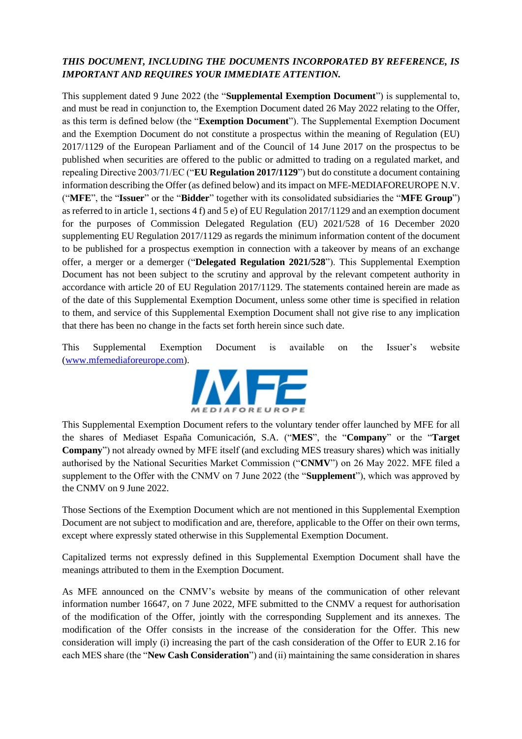***THIS DOCUMENT, INCLUDING THE DOCUMENTS INCORPORATED BY REFERENCE, IS IMPORTANT AND REQUIRES YOUR IMMEDIATE ATTENTION.***

This supplement dated 9 June 2022 (the "**Supplemental Exemption Document**") is supplemental to, and must be read in conjunction to, the Exemption Document dated 26 May 2022 relating to the Offer, as this term is defined below (the "**Exemption Document**"). The Supplemental Exemption Document and the Exemption Document do not constitute a prospectus within the meaning of Regulation (EU) 2017/1129 of the European Parliament and of the Council of 14 June 2017 on the prospectus to be published when securities are offered to the public or admitted to trading on a regulated market, and repealing Directive 2003/71/EC ("**EU Regulation 2017/1129**") but do constitute a document containing information describing the Offer (as defined below) and its impact on MFE-MEDIAFOREUROPE N.V. ("**MFE**", the "**Issuer**" or the "**Bidder**" together with its consolidated subsidiaries the "**MFE Group**") as referred to in article 1, sections 4 f) and 5 e) of EU Regulation 2017/1129 and an exemption document for the purposes of Commission Delegated Regulation (EU) 2021/528 of 16 December 2020 supplementing EU Regulation 2017/1129 as regards the minimum information content of the document to be published for a prospectus exemption in connection with a takeover by means of an exchange offer, a merger or a demerger ("**Delegated Regulation 2021/528**"). This Supplemental Exemption Document has not been subject to the scrutiny and approval by the relevant competent authority in accordance with article 20 of EU Regulation 2017/1129. The statements contained herein are made as of the date of this Supplemental Exemption Document, unless some other time is specified in relation to them, and service of this Supplemental Exemption Document shall not give rise to any implication that there has been no change in the facts set forth herein since such date.

This Supplemental Exemption Document is available on the Issuer's website (www.mfemediaforeurope.com).

MFE MEDIAFOREUROPE

This Supplemental Exemption Document refers to the voluntary tender offer launched by MFE for all the shares of Mediaset España Comunicación, S.A. ("**MES**", the "**Company**" or the "**Target Company**") not already owned by MFE itself (and excluding MES treasury shares) which was initially authorised by the National Securities Market Commission ("**CNMV**") on 26 May 2022. MFE filed a supplement to the Offer with the CNMV on 7 June 2022 (the "**Supplement**"), which was approved by the CNMV on 9 June 2022.

Those Sections of the Exemption Document which are not mentioned in this Supplemental Exemption Document are not subject to modification and are, therefore, applicable to the Offer on their own terms, except where expressly stated otherwise in this Supplemental Exemption Document.

Capitalized terms not expressly defined in this Supplemental Exemption Document shall have the meanings attributed to them in the Exemption Document.

As MFE announced on the CNMV's website by means of the communication of other relevant information number 16647, on 7 June 2022, MFE submitted to the CNMV a request for authorisation of the modification of the Offer, jointly with the corresponding Supplement and its annexes. The modification of the Offer consists in the increase of the consideration for the Offer. This new consideration will imply (i) increasing the part of the cash consideration of the Offer to EUR 2.16 for each MES share (the "**New Cash Consideration**") and (ii) maintaining the same consideration in shares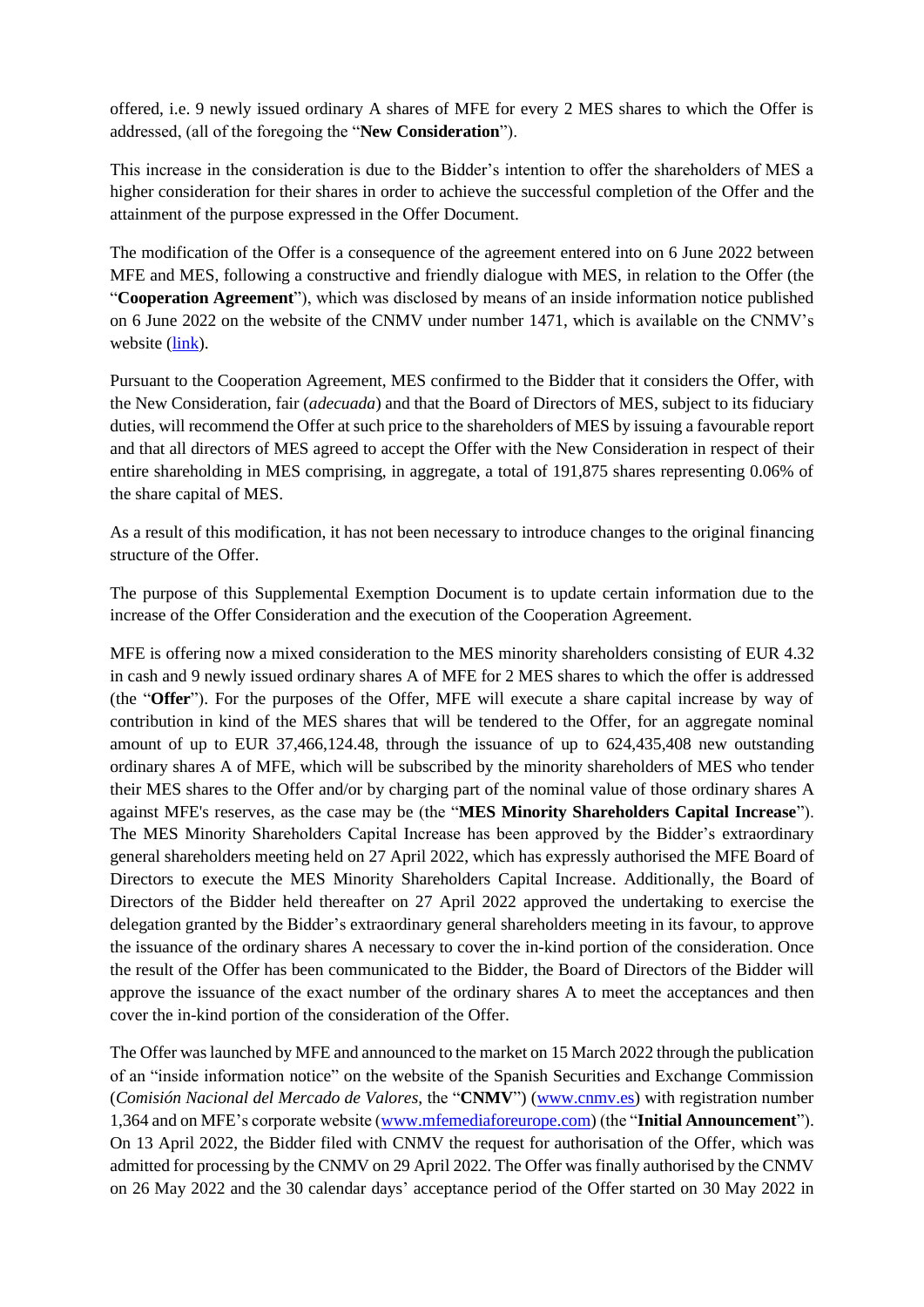offered, i.e. 9 newly issued ordinary A shares of MFE for every 2 MES shares to which the Offer is addressed, (all of the foregoing the "**New Consideration**").

This increase in the consideration is due to the Bidder's intention to offer the shareholders of MES a higher consideration for their shares in order to achieve the successful completion of the Offer and the attainment of the purpose expressed in the Offer Document.

The modification of the Offer is a consequence of the agreement entered into on 6 June 2022 between MFE and MES, following a constructive and friendly dialogue with MES, in relation to the Offer (the "**Cooperation Agreement**"), which was disclosed by means of an inside information notice published on 6 June 2022 on the website of the CNMV under number 1471, which is available on the CNMV's website (link).

Pursuant to the Cooperation Agreement, MES confirmed to the Bidder that it considers the Offer, with the New Consideration, fair (*adecuada*) and that the Board of Directors of MES, subject to its fiduciary duties, will recommend the Offer at such price to the shareholders of MES by issuing a favourable report and that all directors of MES agreed to accept the Offer with the New Consideration in respect of their entire shareholding in MES comprising, in aggregate, a total of 191,875 shares representing 0.06% of the share capital of MES.

As a result of this modification, it has not been necessary to introduce changes to the original financing structure of the Offer.

The purpose of this Supplemental Exemption Document is to update certain information due to the increase of the Offer Consideration and the execution of the Cooperation Agreement.

MFE is offering now a mixed consideration to the MES minority shareholders consisting of EUR 4.32 in cash and 9 newly issued ordinary shares A of MFE for 2 MES shares to which the offer is addressed (the "**Offer**"). For the purposes of the Offer, MFE will execute a share capital increase by way of contribution in kind of the MES shares that will be tendered to the Offer, for an aggregate nominal amount of up to EUR 37,466,124.48, through the issuance of up to 624,435,408 new outstanding ordinary shares A of MFE, which will be subscribed by the minority shareholders of MES who tender their MES shares to the Offer and/or by charging part of the nominal value of those ordinary shares A against MFE's reserves, as the case may be (the "**MES Minority Shareholders Capital Increase**"). The MES Minority Shareholders Capital Increase has been approved by the Bidder's extraordinary general shareholders meeting held on 27 April 2022, which has expressly authorised the MFE Board of Directors to execute the MES Minority Shareholders Capital Increase. Additionally, the Board of Directors of the Bidder held thereafter on 27 April 2022 approved the undertaking to exercise the delegation granted by the Bidder's extraordinary general shareholders meeting in its favour, to approve the issuance of the ordinary shares A necessary to cover the in-kind portion of the consideration. Once the result of the Offer has been communicated to the Bidder, the Board of Directors of the Bidder will approve the issuance of the exact number of the ordinary shares A to meet the acceptances and then cover the in-kind portion of the consideration of the Offer.

The Offer was launched by MFE and announced to the market on 15 March 2022 through the publication of an "inside information notice" on the website of the Spanish Securities and Exchange Commission (*Comisión Nacional del Mercado de Valores*, the "**CNMV**") (www.cnmv.es) with registration number 1,364 and on MFE's corporate website (www.mfemediaforeurope.com) (the "**Initial Announcement**"). On 13 April 2022, the Bidder filed with CNMV the request for authorisation of the Offer, which was admitted for processing by the CNMV on 29 April 2022. The Offer was finally authorised by the CNMV on 26 May 2022 and the 30 calendar days' acceptance period of the Offer started on 30 May 2022 in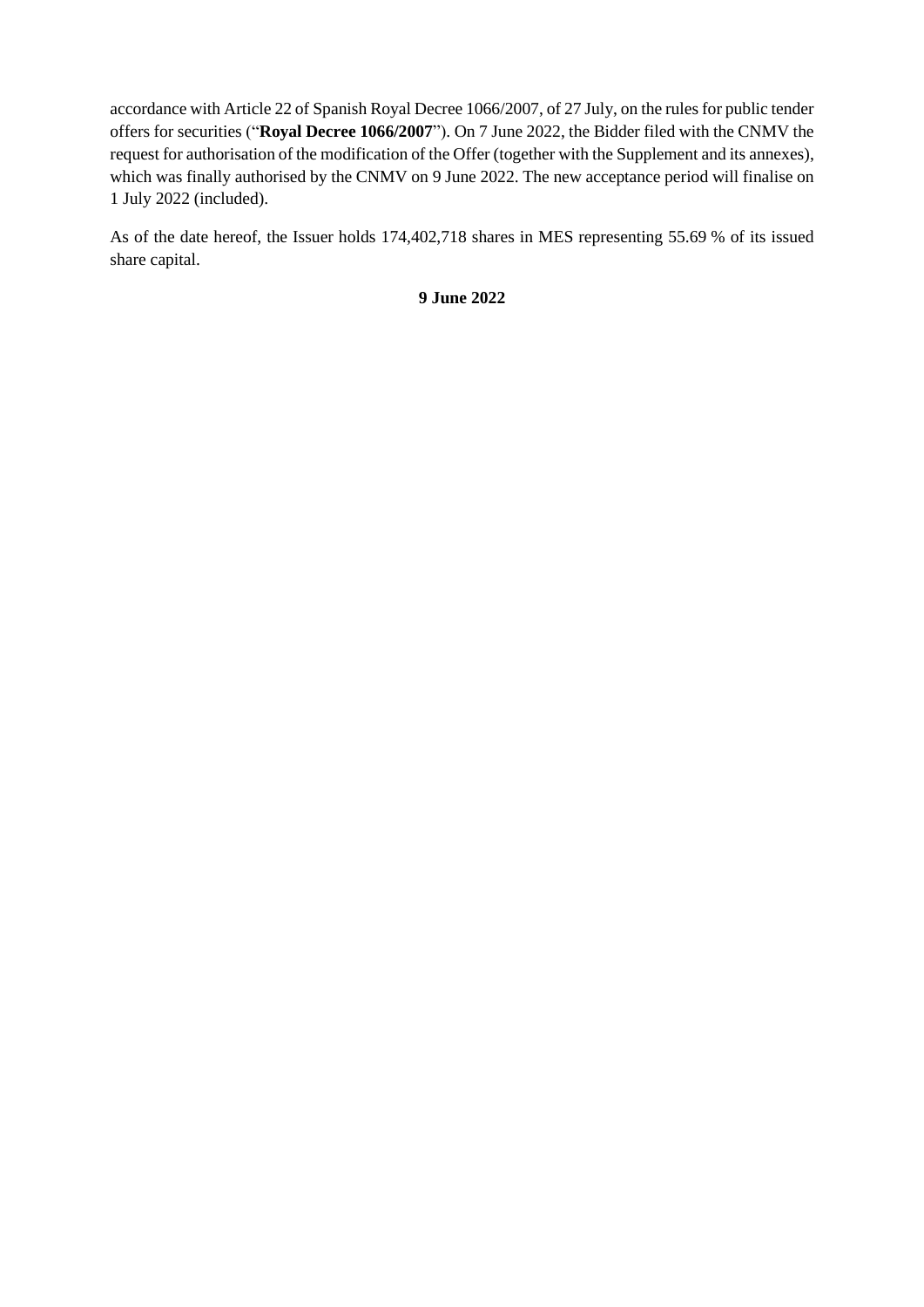accordance with Article 22 of Spanish Royal Decree 1066/2007, of 27 July, on the rules for public tender offers for securities ("**Royal Decree 1066/2007**"). On 7 June 2022, the Bidder filed with the CNMV the request for authorisation of the modification of the Offer (together with the Supplement and its annexes), which was finally authorised by the CNMV on 9 June 2022. The new acceptance period will finalise on 1 July 2022 (included).

As of the date hereof, the Issuer holds 174,402,718 shares in MES representing 55.69 % of its issued share capital.

**9 June 2022**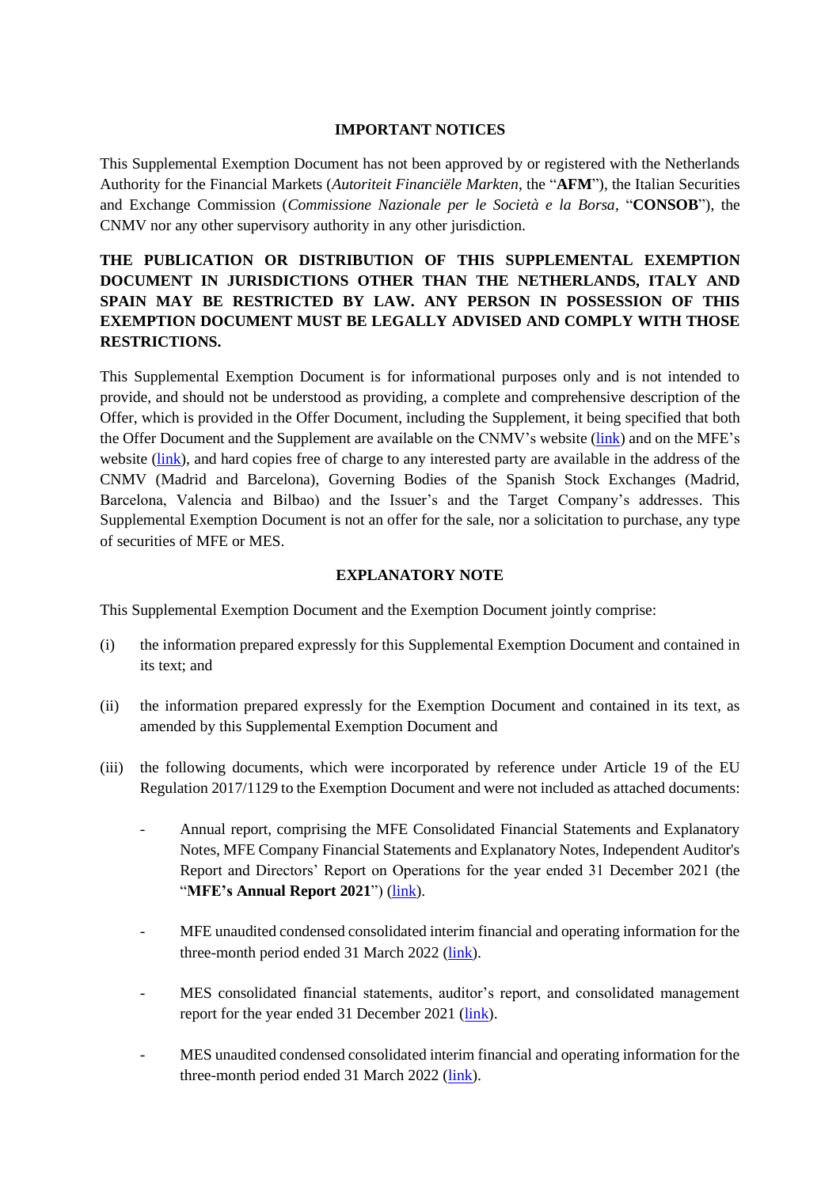## IMPORTANT NOTICES

This Supplemental Exemption Document has not been approved by or registered with the Netherlands Authority for the Financial Markets (*Autoriteit Financiële Markten*, the "**AFM**"), the Italian Securities and Exchange Commission (*Commissione Nazionale per le Società e la Borsa*, "**CONSOB**"), the CNMV nor any other supervisory authority in any other jurisdiction.

**THE PUBLICATION OR DISTRIBUTION OF THIS SUPPLEMENTAL EXEMPTION DOCUMENT IN JURISDICTIONS OTHER THAN THE NETHERLANDS, ITALY AND SPAIN MAY BE RESTRICTED BY LAW. ANY PERSON IN POSSESSION OF THIS EXEMPTION DOCUMENT MUST BE LEGALLY ADVISED AND COMPLY WITH THOSE RESTRICTIONS.**

This Supplemental Exemption Document is for informational purposes only and is not intended to provide, and should not be understood as providing, a complete and comprehensive description of the Offer, which is provided in the Offer Document, including the Supplement, it being specified that both the Offer Document and the Supplement are available on the CNMV's website (link) and on the MFE's website (link), and hard copies free of charge to any interested party are available in the address of the CNMV (Madrid and Barcelona), Governing Bodies of the Spanish Stock Exchanges (Madrid, Barcelona, Valencia and Bilbao) and the Issuer's and the Target Company's addresses. This Supplemental Exemption Document is not an offer for the sale, nor a solicitation to purchase, any type of securities of MFE or MES.

## EXPLANATORY NOTE

This Supplemental Exemption Document and the Exemption Document jointly comprise:

(i) the information prepared expressly for this Supplemental Exemption Document and contained in its text; and

(ii) the information prepared expressly for the Exemption Document and contained in its text, as amended by this Supplemental Exemption Document and

(iii) the following documents, which were incorporated by reference under Article 19 of the EU Regulation 2017/1129 to the Exemption Document and were not included as attached documents:

- Annual report, comprising the MFE Consolidated Financial Statements and Explanatory Notes, MFE Company Financial Statements and Explanatory Notes, Independent Auditor's Report and Directors' Report on Operations for the year ended 31 December 2021 (the "**MFE's Annual Report 2021**") (link).
- MFE unaudited condensed consolidated interim financial and operating information for the three-month period ended 31 March 2022 (link).
- MES consolidated financial statements, auditor's report, and consolidated management report for the year ended 31 December 2021 (link).
- MES unaudited condensed consolidated interim financial and operating information for the three-month period ended 31 March 2022 (link).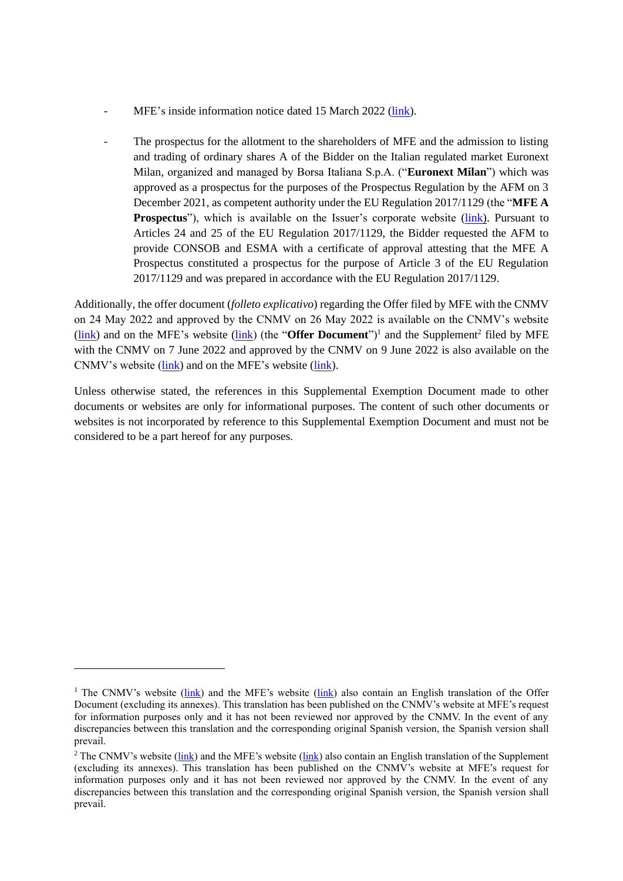- MFE's inside information notice dated 15 March 2022 (link).

- The prospectus for the allotment to the shareholders of MFE and the admission to listing and trading of ordinary shares A of the Bidder on the Italian regulated market Euronext Milan, organized and managed by Borsa Italiana S.p.A. ("**Euronext Milan**") which was approved as a prospectus for the purposes of the Prospectus Regulation by the AFM on 3 December 2021, as competent authority under the EU Regulation 2017/1129 (the "**MFE A Prospectus**"), which is available on the Issuer's corporate website (link). Pursuant to Articles 24 and 25 of the EU Regulation 2017/1129, the Bidder requested the AFM to provide CONSOB and ESMA with a certificate of approval attesting that the MFE A Prospectus constituted a prospectus for the purpose of Article 3 of the EU Regulation 2017/1129 and was prepared in accordance with the EU Regulation 2017/1129.

Additionally, the offer document (*folleto explicativo*) regarding the Offer filed by MFE with the CNMV on 24 May 2022 and approved by the CNMV on 26 May 2022 is available on the CNMV's website (link) and on the MFE's website (link) (the "**Offer Document**")[1] and the Supplement[2] filed by MFE with the CNMV on 7 June 2022 and approved by the CNMV on 9 June 2022 is also available on the CNMV's website (link) and on the MFE's website (link).

Unless otherwise stated, the references in this Supplemental Exemption Document made to other documents or websites are only for informational purposes. The content of such other documents or websites is not incorporated by reference to this Supplemental Exemption Document and must not be considered to be a part hereof for any purposes.

---

[1] The CNMV's website (link) and the MFE's website (link) also contain an English translation of the Offer Document (excluding its annexes). This translation has been published on the CNMV's website at MFE's request for information purposes only and it has not been reviewed nor approved by the CNMV. In the event of any discrepancies between this translation and the corresponding original Spanish version, the Spanish version shall prevail.

[2] The CNMV's website (link) and the MFE's website (link) also contain an English translation of the Supplement (excluding its annexes). This translation has been published on the CNMV's website at MFE's request for information purposes only and it has not been reviewed nor approved by the CNMV. In the event of any discrepancies between this translation and the corresponding original Spanish version, the Spanish version shall prevail.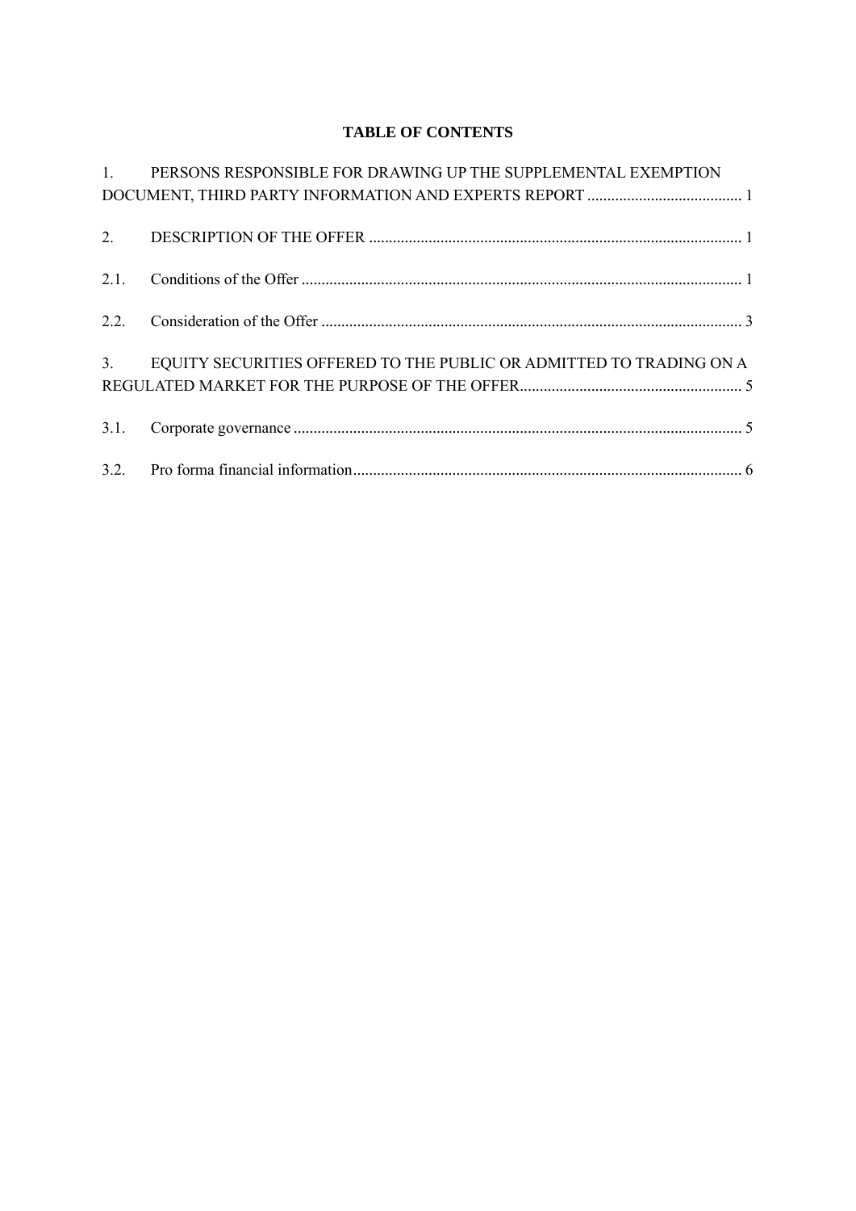**TABLE OF CONTENTS**

1. PERSONS RESPONSIBLE FOR DRAWING UP THE SUPPLEMENTAL EXEMPTION DOCUMENT, THIRD PARTY INFORMATION AND EXPERTS REPORT ....................................... 1

2. DESCRIPTION OF THE OFFER ............................................................................................. 1

2.1. Conditions of the Offer .............................................................................................................. 1

2.2. Consideration of the Offer ......................................................................................................... 3

3. EQUITY SECURITIES OFFERED TO THE PUBLIC OR ADMITTED TO TRADING ON A REGULATED MARKET FOR THE PURPOSE OF THE OFFER....................................................... 5

3.1. Corporate governance ................................................................................................................ 5

3.2. Pro forma financial information................................................................................................. 6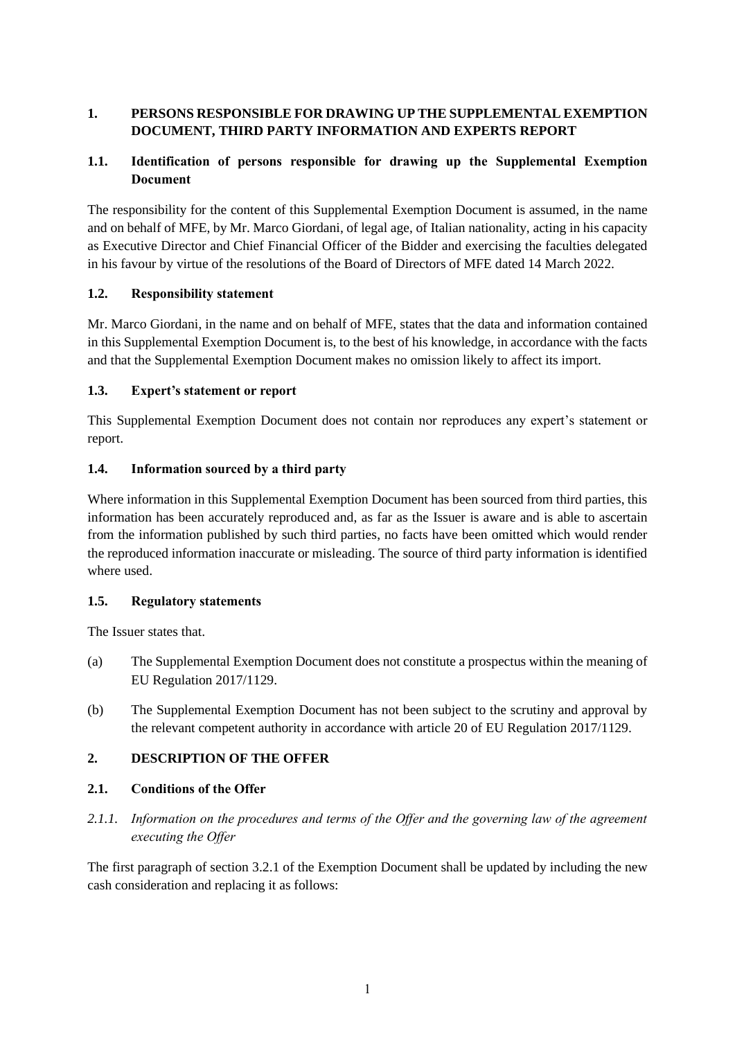# 1. PERSONS RESPONSIBLE FOR DRAWING UP THE SUPPLEMENTAL EXEMPTION DOCUMENT, THIRD PARTY INFORMATION AND EXPERTS REPORT

## 1.1. Identification of persons responsible for drawing up the Supplemental Exemption Document

The responsibility for the content of this Supplemental Exemption Document is assumed, in the name and on behalf of MFE, by Mr. Marco Giordani, of legal age, of Italian nationality, acting in his capacity as Executive Director and Chief Financial Officer of the Bidder and exercising the faculties delegated in his favour by virtue of the resolutions of the Board of Directors of MFE dated 14 March 2022.

## 1.2. Responsibility statement

Mr. Marco Giordani, in the name and on behalf of MFE, states that the data and information contained in this Supplemental Exemption Document is, to the best of his knowledge, in accordance with the facts and that the Supplemental Exemption Document makes no omission likely to affect its import.

## 1.3. Expert's statement or report

This Supplemental Exemption Document does not contain nor reproduces any expert's statement or report.

## 1.4. Information sourced by a third party

Where information in this Supplemental Exemption Document has been sourced from third parties, this information has been accurately reproduced and, as far as the Issuer is aware and is able to ascertain from the information published by such third parties, no facts have been omitted which would render the reproduced information inaccurate or misleading. The source of third party information is identified where used.

## 1.5. Regulatory statements

The Issuer states that.

(a) The Supplemental Exemption Document does not constitute a prospectus within the meaning of EU Regulation 2017/1129.

(b) The Supplemental Exemption Document has not been subject to the scrutiny and approval by the relevant competent authority in accordance with article 20 of EU Regulation 2017/1129.

# 2. DESCRIPTION OF THE OFFER

## 2.1. Conditions of the Offer

### *2.1.1. Information on the procedures and terms of the Offer and the governing law of the agreement executing the Offer*

The first paragraph of section 3.2.1 of the Exemption Document shall be updated by including the new cash consideration and replacing it as follows: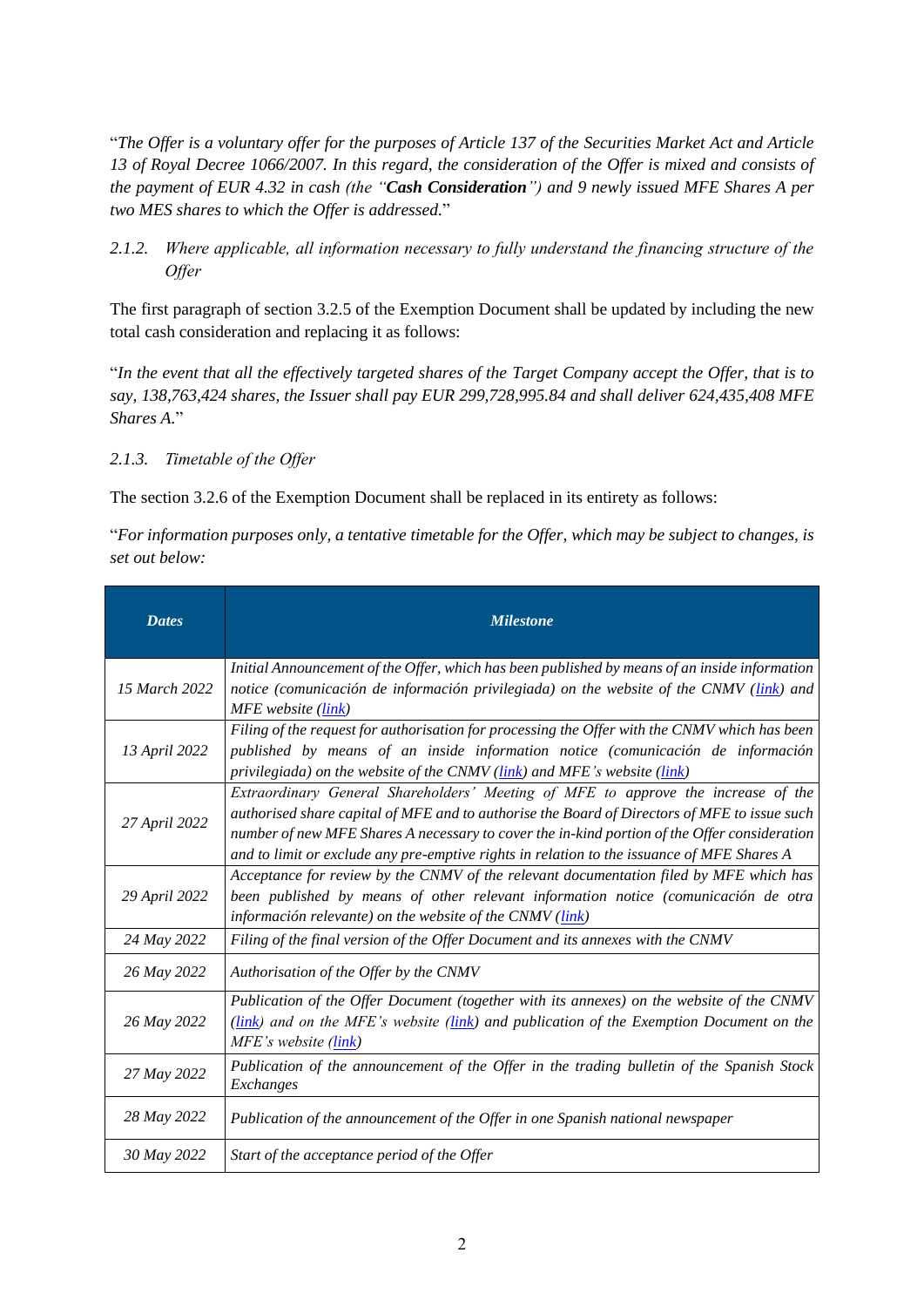"*The Offer is a voluntary offer for the purposes of Article 137 of the Securities Market Act and Article 13 of Royal Decree 1066/2007. In this regard, the consideration of the Offer is mixed and consists of the payment of EUR 4.32 in cash (the "**Cash Consideration**") and 9 newly issued MFE Shares A per two MES shares to which the Offer is addressed.*"

*2.1.2. Where applicable, all information necessary to fully understand the financing structure of the Offer*

The first paragraph of section 3.2.5 of the Exemption Document shall be updated by including the new total cash consideration and replacing it as follows:

"*In the event that all the effectively targeted shares of the Target Company accept the Offer, that is to say, 138,763,424 shares, the Issuer shall pay EUR 299,728,995.84 and shall deliver 624,435,408 MFE Shares A.*"

*2.1.3. Timetable of the Offer*

The section 3.2.6 of the Exemption Document shall be replaced in its entirety as follows:

"*For information purposes only, a tentative timetable for the Offer, which may be subject to changes, is set out below:*

| ***Dates*** | ***Milestone*** |
|---|---|
| *15 March 2022* | *Initial Announcement of the Offer, which has been published by means of an inside information notice (comunicación de información privilegiada) on the website of the CNMV (link) and MFE website (link)* |
| *13 April 2022* | *Filing of the request for authorisation for processing the Offer with the CNMV which has been published by means of an inside information notice (comunicación de información privilegiada) on the website of the CNMV (link) and MFE's website (link)* |
| *27 April 2022* | *Extraordinary General Shareholders' Meeting of MFE to approve the increase of the authorised share capital of MFE and to authorise the Board of Directors of MFE to issue such number of new MFE Shares A necessary to cover the in-kind portion of the Offer consideration and to limit or exclude any pre-emptive rights in relation to the issuance of MFE Shares A* |
| *29 April 2022* | *Acceptance for review by the CNMV of the relevant documentation filed by MFE which has been published by means of other relevant information notice (comunicación de otra información relevante) on the website of the CNMV (link)* |
| *24 May 2022* | *Filing of the final version of the Offer Document and its annexes with the CNMV* |
| *26 May 2022* | *Authorisation of the Offer by the CNMV* |
| *26 May 2022* | *Publication of the Offer Document (together with its annexes) on the website of the CNMV (link) and on the MFE's website (link) and publication of the Exemption Document on the MFE's website (link)* |
| *27 May 2022* | *Publication of the announcement of the Offer in the trading bulletin of the Spanish Stock Exchanges* |
| *28 May 2022* | *Publication of the announcement of the Offer in one Spanish national newspaper* |
| *30 May 2022* | *Start of the acceptance period of the Offer* |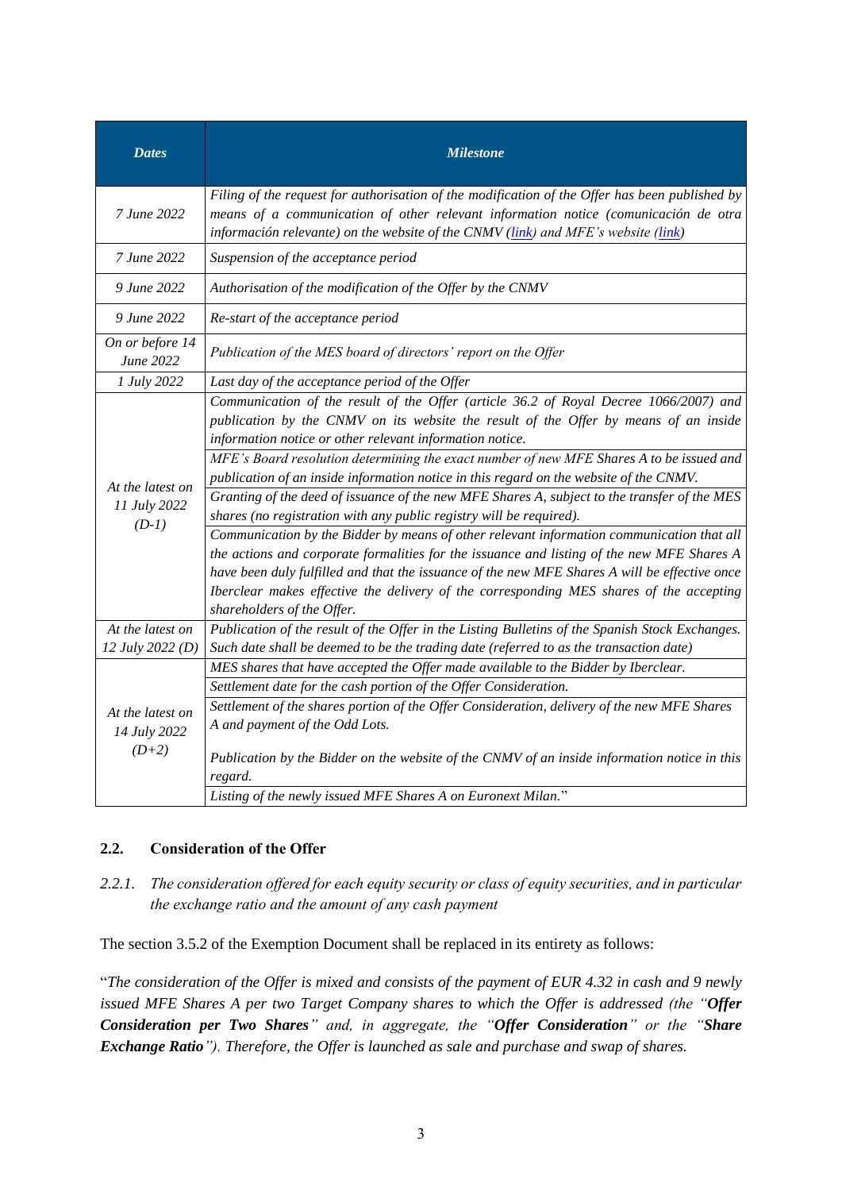| *Dates* | *Milestone* |
|---|---|
| *7 June 2022* | *Filing of the request for authorisation of the modification of the Offer has been published by means of a communication of other relevant information notice (comunicación de otra información relevante) on the website of the CNMV (link) and MFE's website (link)* |
| *7 June 2022* | *Suspension of the acceptance period* |
| *9 June 2022* | *Authorisation of the modification of the Offer by the CNMV* |
| *9 June 2022* | *Re-start of the acceptance period* |
| *On or before 14 June 2022* | *Publication of the MES board of directors' report on the Offer* |
| *1 July 2022* | *Last day of the acceptance period of the Offer* |
| *At the latest on 11 July 2022 (D-1)* | *Communication of the result of the Offer (article 36.2 of Royal Decree 1066/2007) and publication by the CNMV on its website the result of the Offer by means of an inside information notice or other relevant information notice.* |
| | *MFE's Board resolution determining the exact number of new MFE Shares A to be issued and publication of an inside information notice in this regard on the website of the CNMV.* |
| | *Granting of the deed of issuance of the new MFE Shares A, subject to the transfer of the MES shares (no registration with any public registry will be required).* |
| | *Communication by the Bidder by means of other relevant information communication that all the actions and corporate formalities for the issuance and listing of the new MFE Shares A have been duly fulfilled and that the issuance of the new MFE Shares A will be effective once Iberclear makes effective the delivery of the corresponding MES shares of the accepting shareholders of the Offer.* |
| *At the latest on 12 July 2022 (D)* | *Publication of the result of the Offer in the Listing Bulletins of the Spanish Stock Exchanges. Such date shall be deemed to be the trading date (referred to as the transaction date)* |
| *At the latest on 14 July 2022 (D+2)* | *MES shares that have accepted the Offer made available to the Bidder by Iberclear.* |
| | *Settlement date for the cash portion of the Offer Consideration.* |
| | *Settlement of the shares portion of the Offer Consideration, delivery of the new MFE Shares A and payment of the Odd Lots.*<br><br>*Publication by the Bidder on the website of the CNMV of an inside information notice in this regard.* |
| | *Listing of the newly issued MFE Shares A on Euronext Milan.*" |

## 2.2. Consideration of the Offer

*2.2.1. The consideration offered for each equity security or class of equity securities, and in particular the exchange ratio and the amount of any cash payment*

The section 3.5.2 of the Exemption Document shall be replaced in its entirety as follows:

"*The consideration of the Offer is mixed and consists of the payment of EUR 4.32 in cash and 9 newly issued MFE Shares A per two Target Company shares to which the Offer is addressed (the "**Offer Consideration per Two Shares**" and, in aggregate, the "**Offer Consideration**" or the "**Share Exchange Ratio**"). Therefore, the Offer is launched as sale and purchase and swap of shares.*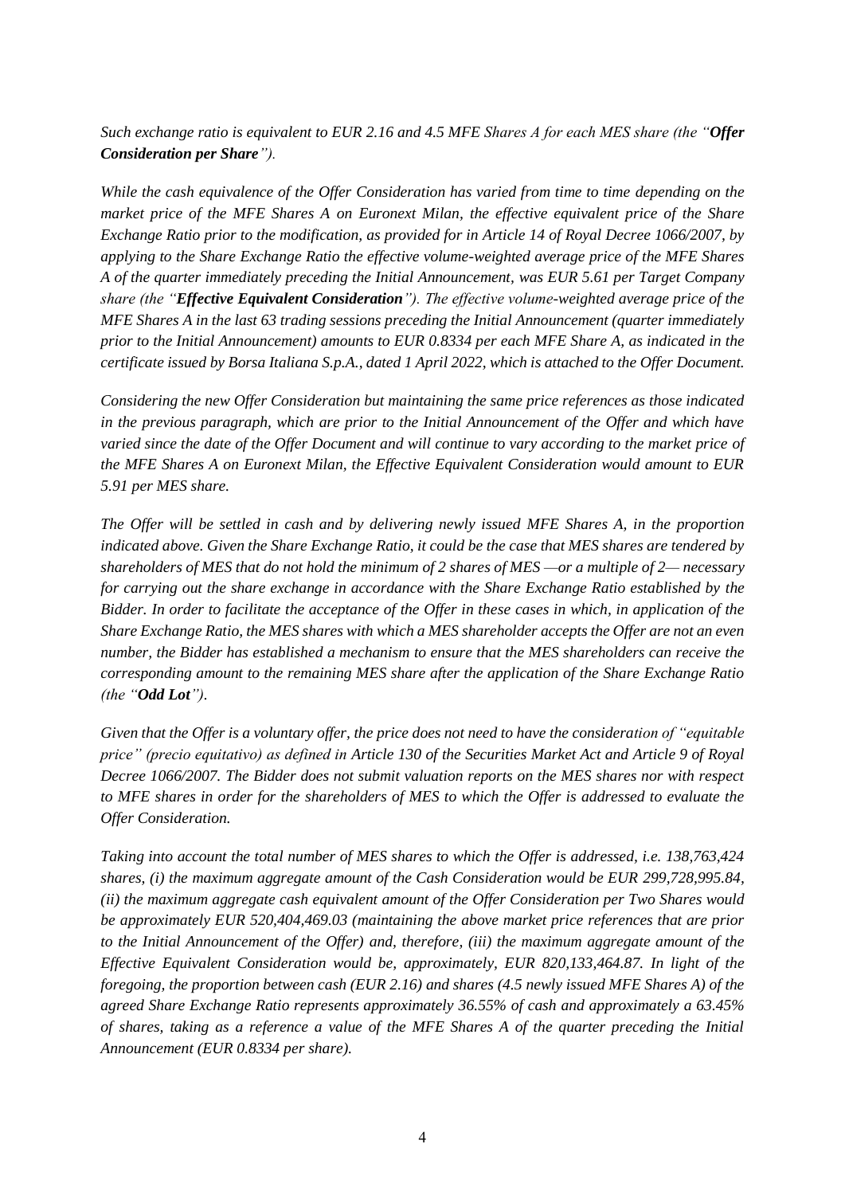*Such exchange ratio is equivalent to EUR 2.16 and 4.5 MFE Shares A for each MES share (the "**Offer Consideration per Share**").*

*While the cash equivalence of the Offer Consideration has varied from time to time depending on the market price of the MFE Shares A on Euronext Milan, the effective equivalent price of the Share Exchange Ratio prior to the modification, as provided for in Article 14 of Royal Decree 1066/2007, by applying to the Share Exchange Ratio the effective volume-weighted average price of the MFE Shares A of the quarter immediately preceding the Initial Announcement, was EUR 5.61 per Target Company share (the "**Effective Equivalent Consideration**"). The effective volume-weighted average price of the MFE Shares A in the last 63 trading sessions preceding the Initial Announcement (quarter immediately prior to the Initial Announcement) amounts to EUR 0.8334 per each MFE Share A, as indicated in the certificate issued by Borsa Italiana S.p.A., dated 1 April 2022, which is attached to the Offer Document.*

*Considering the new Offer Consideration but maintaining the same price references as those indicated in the previous paragraph, which are prior to the Initial Announcement of the Offer and which have varied since the date of the Offer Document and will continue to vary according to the market price of the MFE Shares A on Euronext Milan, the Effective Equivalent Consideration would amount to EUR 5.91 per MES share.*

*The Offer will be settled in cash and by delivering newly issued MFE Shares A, in the proportion indicated above. Given the Share Exchange Ratio, it could be the case that MES shares are tendered by shareholders of MES that do not hold the minimum of 2 shares of MES —or a multiple of 2— necessary for carrying out the share exchange in accordance with the Share Exchange Ratio established by the Bidder. In order to facilitate the acceptance of the Offer in these cases in which, in application of the Share Exchange Ratio, the MES shares with which a MES shareholder accepts the Offer are not an even number, the Bidder has established a mechanism to ensure that the MES shareholders can receive the corresponding amount to the remaining MES share after the application of the Share Exchange Ratio (the "**Odd Lot**").*

*Given that the Offer is a voluntary offer, the price does not need to have the consideration of "equitable price" (precio equitativo) as defined in Article 130 of the Securities Market Act and Article 9 of Royal Decree 1066/2007. The Bidder does not submit valuation reports on the MES shares nor with respect to MFE shares in order for the shareholders of MES to which the Offer is addressed to evaluate the Offer Consideration.*

*Taking into account the total number of MES shares to which the Offer is addressed, i.e. 138,763,424 shares, (i) the maximum aggregate amount of the Cash Consideration would be EUR 299,728,995.84, (ii) the maximum aggregate cash equivalent amount of the Offer Consideration per Two Shares would be approximately EUR 520,404,469.03 (maintaining the above market price references that are prior to the Initial Announcement of the Offer) and, therefore, (iii) the maximum aggregate amount of the Effective Equivalent Consideration would be, approximately, EUR 820,133,464.87. In light of the foregoing, the proportion between cash (EUR 2.16) and shares (4.5 newly issued MFE Shares A) of the agreed Share Exchange Ratio represents approximately 36.55% of cash and approximately a 63.45% of shares, taking as a reference a value of the MFE Shares A of the quarter preceding the Initial Announcement (EUR 0.8334 per share).*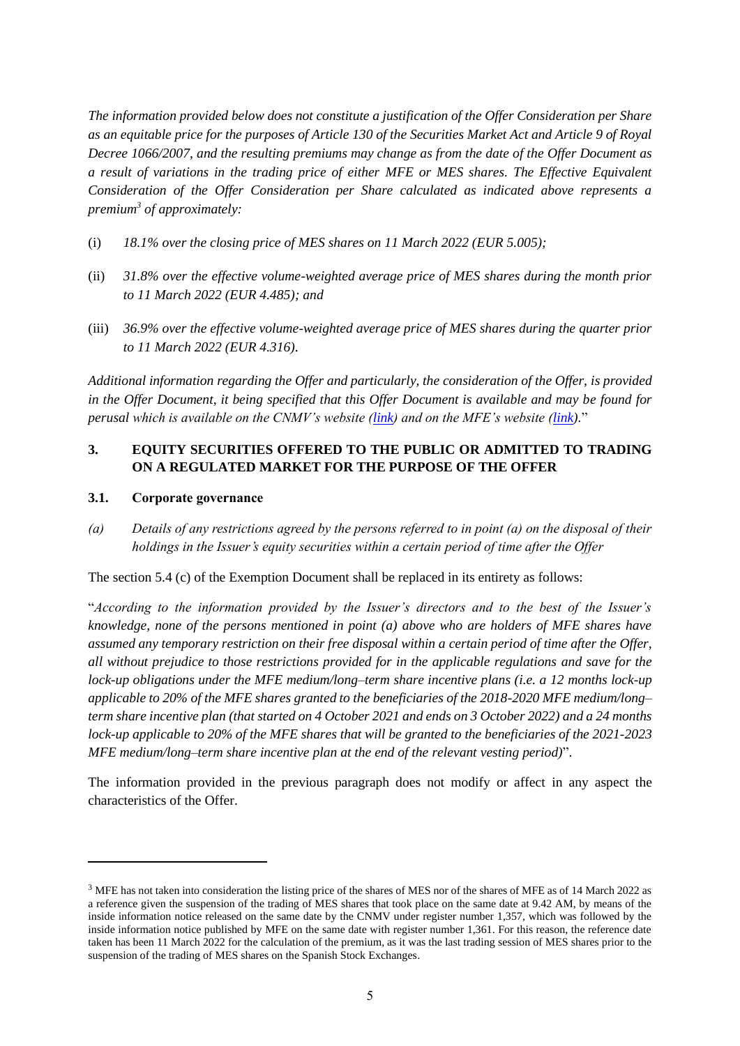*The information provided below does not constitute a justification of the Offer Consideration per Share as an equitable price for the purposes of Article 130 of the Securities Market Act and Article 9 of Royal Decree 1066/2007, and the resulting premiums may change as from the date of the Offer Document as a result of variations in the trading price of either MFE or MES shares. The Effective Equivalent Consideration of the Offer Consideration per Share calculated as indicated above represents a premium*[3] *of approximately:*

(i) *18.1% over the closing price of MES shares on 11 March 2022 (EUR 5.005);*

(ii) *31.8% over the effective volume-weighted average price of MES shares during the month prior to 11 March 2022 (EUR 4.485); and*

(iii) *36.9% over the effective volume-weighted average price of MES shares during the quarter prior to 11 March 2022 (EUR 4.316).*

*Additional information regarding the Offer and particularly, the consideration of the Offer, is provided in the Offer Document, it being specified that this Offer Document is available and may be found for perusal which is available on the CNMV's website (link) and on the MFE's website (link).*"

## 3. EQUITY SECURITIES OFFERED TO THE PUBLIC OR ADMITTED TO TRADING ON A REGULATED MARKET FOR THE PURPOSE OF THE OFFER

### 3.1. Corporate governance

*(a) Details of any restrictions agreed by the persons referred to in point (a) on the disposal of their holdings in the Issuer's equity securities within a certain period of time after the Offer*

The section 5.4 (c) of the Exemption Document shall be replaced in its entirety as follows:

"*According to the information provided by the Issuer's directors and to the best of the Issuer's knowledge, none of the persons mentioned in point (a) above who are holders of MFE shares have assumed any temporary restriction on their free disposal within a certain period of time after the Offer, all without prejudice to those restrictions provided for in the applicable regulations and save for the lock-up obligations under the MFE medium/long–term share incentive plans (i.e. a 12 months lock-up applicable to 20% of the MFE shares granted to the beneficiaries of the 2018-2020 MFE medium/long–term share incentive plan (that started on 4 October 2021 and ends on 3 October 2022) and a 24 months lock-up applicable to 20% of the MFE shares that will be granted to the beneficiaries of the 2021-2023 MFE medium/long–term share incentive plan at the end of the relevant vesting period)*".

The information provided in the previous paragraph does not modify or affect in any aspect the characteristics of the Offer.

---

[3] MFE has not taken into consideration the listing price of the shares of MES nor of the shares of MFE as of 14 March 2022 as a reference given the suspension of the trading of MES shares that took place on the same date at 9.42 AM, by means of the inside information notice released on the same date by the CNMV under register number 1,357, which was followed by the inside information notice published by MFE on the same date with register number 1,361. For this reason, the reference date taken has been 11 March 2022 for the calculation of the premium, as it was the last trading session of MES shares prior to the suspension of the trading of MES shares on the Spanish Stock Exchanges.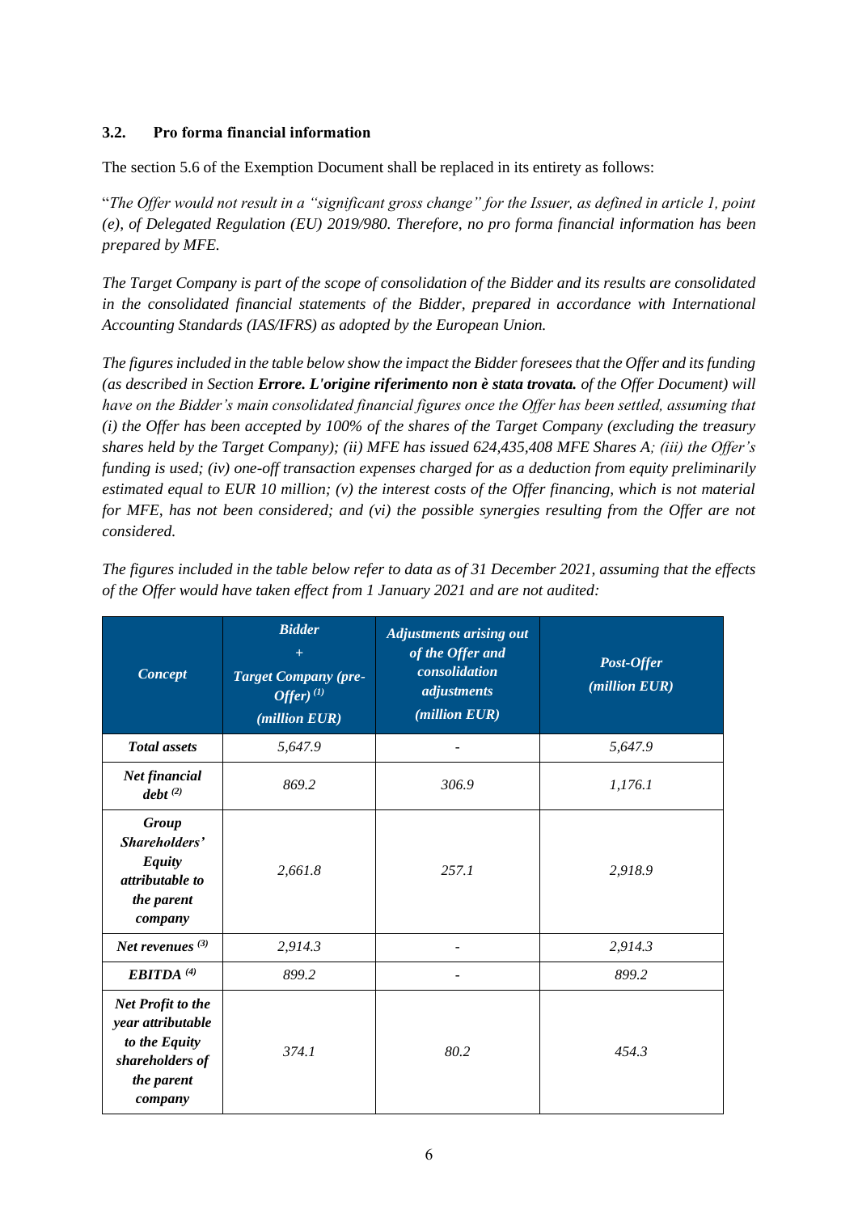### 3.2. Pro forma financial information

The section 5.6 of the Exemption Document shall be replaced in its entirety as follows:

"*The Offer would not result in a "significant gross change" for the Issuer, as defined in article 1, point (e), of Delegated Regulation (EU) 2019/980. Therefore, no pro forma financial information has been prepared by MFE.*

*The Target Company is part of the scope of consolidation of the Bidder and its results are consolidated in the consolidated financial statements of the Bidder, prepared in accordance with International Accounting Standards (IAS/IFRS) as adopted by the European Union.*

*The figures included in the table below show the impact the Bidder foresees that the Offer and its funding (as described in Section **Errore. L'origine riferimento non è stata trovata.** of the Offer Document) will have on the Bidder's main consolidated financial figures once the Offer has been settled, assuming that (i) the Offer has been accepted by 100% of the shares of the Target Company (excluding the treasury shares held by the Target Company); (ii) MFE has issued 624,435,408 MFE Shares A; (iii) the Offer's funding is used; (iv) one-off transaction expenses charged for as a deduction from equity preliminarily estimated equal to EUR 10 million; (v) the interest costs of the Offer financing, which is not material for MFE, has not been considered; and (vi) the possible synergies resulting from the Offer are not considered.*

*The figures included in the table below refer to data as of 31 December 2021, assuming that the effects of the Offer would have taken effect from 1 January 2021 and are not audited:*

| ***Concept*** | ***Bidder + Target Company (pre-Offer)*** [(1)] ***(million EUR)*** | ***Adjustments arising out of the Offer and consolidation adjustments (million EUR)*** | ***Post-Offer (million EUR)*** |
|---|---|---|---|
| ***Total assets*** | *5,647.9* | *-* | *5,647.9* |
| ***Net financial debt*** [(2)] | *869.2* | *306.9* | *1,176.1* |
| ***Group Shareholders' Equity attributable to the parent company*** | *2,661.8* | *257.1* | *2,918.9* |
| ***Net revenues*** [(3)] | *2,914.3* | *-* | *2,914.3* |
| ***EBITDA*** [(4)] | *899.2* | *-* | *899.2* |
| ***Net Profit to the year attributable to the Equity shareholders of the parent company*** | *374.1* | *80.2* | *454.3* |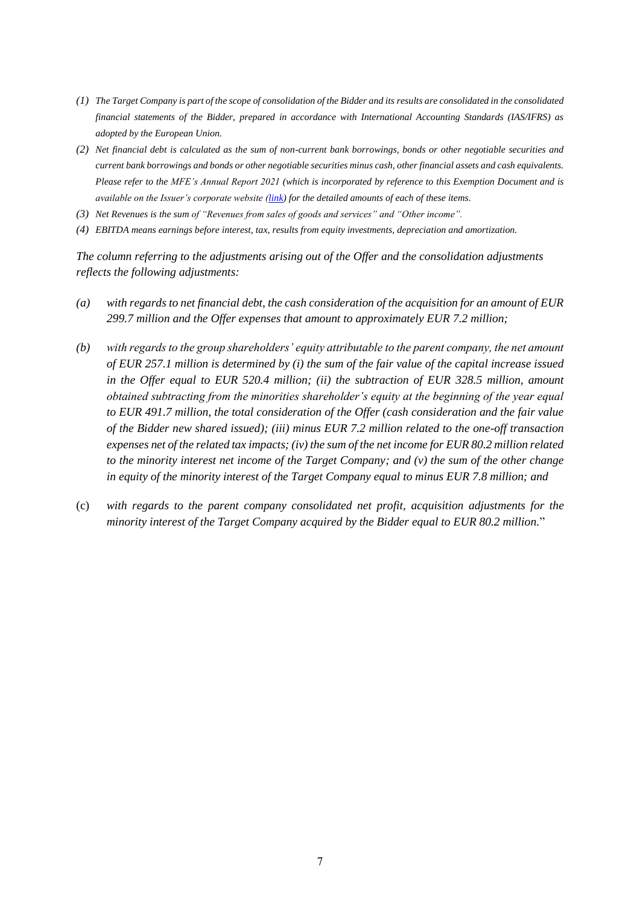*(1) The Target Company is part of the scope of consolidation of the Bidder and its results are consolidated in the consolidated financial statements of the Bidder, prepared in accordance with International Accounting Standards (IAS/IFRS) as adopted by the European Union.*

*(2) Net financial debt is calculated as the sum of non-current bank borrowings, bonds or other negotiable securities and current bank borrowings and bonds or other negotiable securities minus cash, other financial assets and cash equivalents. Please refer to the MFE's Annual Report 2021 (which is incorporated by reference to this Exemption Document and is available on the Issuer's corporate website ([link](link)) for the detailed amounts of each of these items.*

*(3) Net Revenues is the sum of "Revenues from sales of goods and services" and "Other income".*

*(4) EBITDA means earnings before interest, tax, results from equity investments, depreciation and amortization.*

*The column referring to the adjustments arising out of the Offer and the consolidation adjustments reflects the following adjustments:*

*(a) with regards to net financial debt, the cash consideration of the acquisition for an amount of EUR 299.7 million and the Offer expenses that amount to approximately EUR 7.2 million;*

*(b) with regards to the group shareholders' equity attributable to the parent company, the net amount of EUR 257.1 million is determined by (i) the sum of the fair value of the capital increase issued in the Offer equal to EUR 520.4 million; (ii) the subtraction of EUR 328.5 million, amount obtained subtracting from the minorities shareholder's equity at the beginning of the year equal to EUR 491.7 million, the total consideration of the Offer (cash consideration and the fair value of the Bidder new shared issued); (iii) minus EUR 7.2 million related to the one-off transaction expenses net of the related tax impacts; (iv) the sum of the net income for EUR 80.2 million related to the minority interest net income of the Target Company; and (v) the sum of the other change in equity of the minority interest of the Target Company equal to minus EUR 7.8 million; and*

(c) *with regards to the parent company consolidated net profit, acquisition adjustments for the minority interest of the Target Company acquired by the Bidder equal to EUR 80.2 million.*"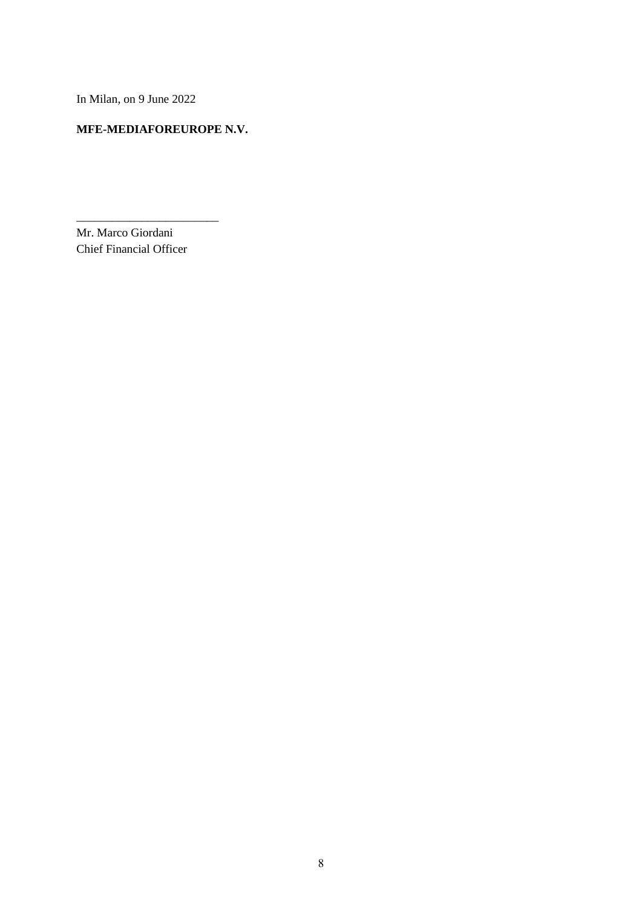In Milan, on 9 June 2022

**MFE-MEDIAFOREUROPE N.V.**

________________________

Mr. Marco Giordani
Chief Financial Officer